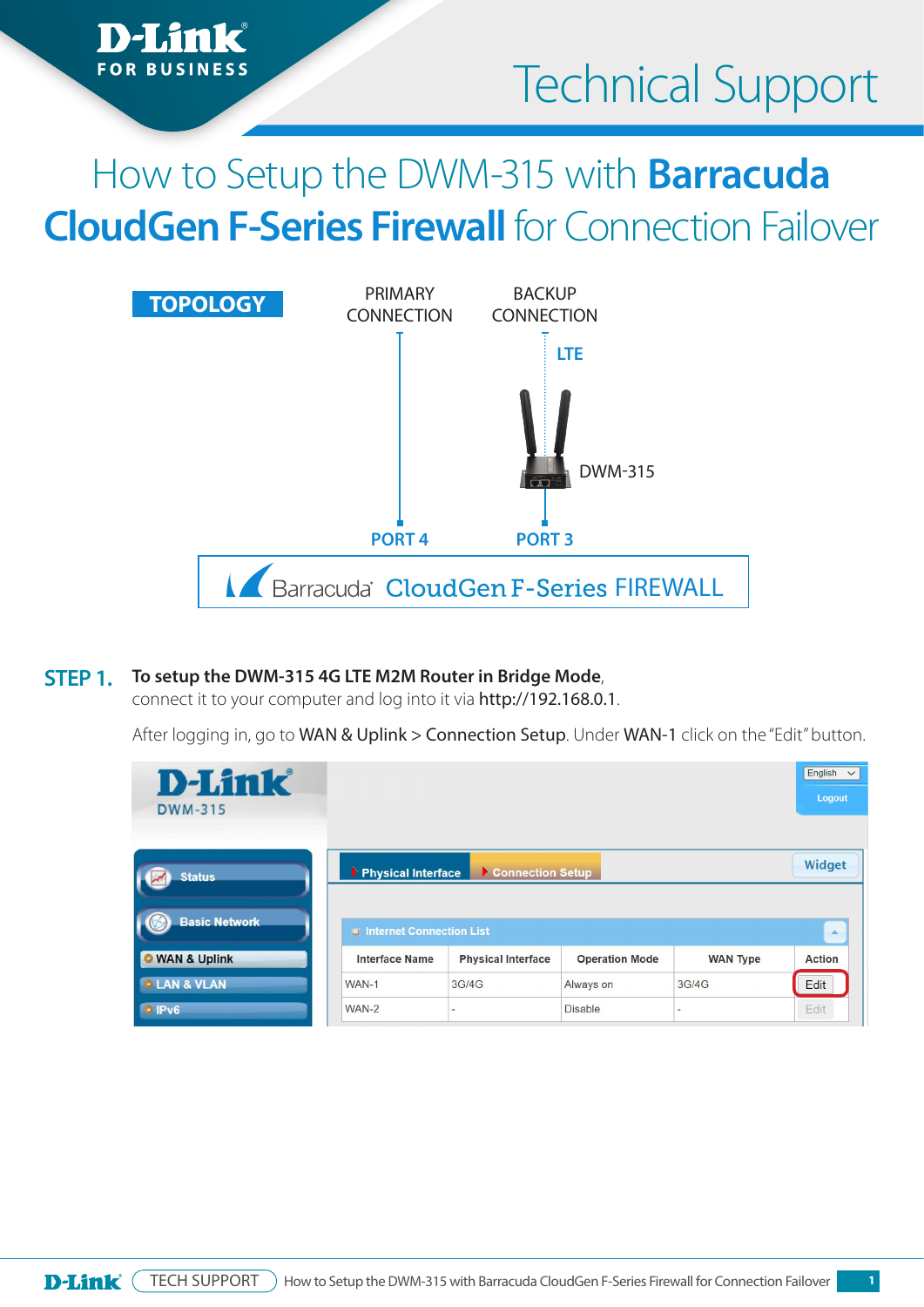# How to Setup the DWM-315 with **Barracuda CloudGen F-Series Firewall** for Connection Failover

**TOPOLOGY**

PRIMARY CONNECTION — PORT 4

BACKUP CONNECTION — LTE — DWM-315 — PORT 3

Barracuda CloudGen F-Series FIREWALL

## STEP 1.

**To setup the DWM-315 4G LTE M2M Router in Bridge Mode**, connect it to your computer and log into it via http://192.168.0.1.

After logging in, go to WAN & Uplink > Connection Setup. Under WAN-1 click on the "Edit" button.

| Interface Name | Physical Interface | Operation Mode | WAN Type | Action |
|---|---|---|---|---|
| WAN-1 | 3G/4G | Always on | 3G/4G | Edit |
| WAN-2 | - | Disable | - | Edit |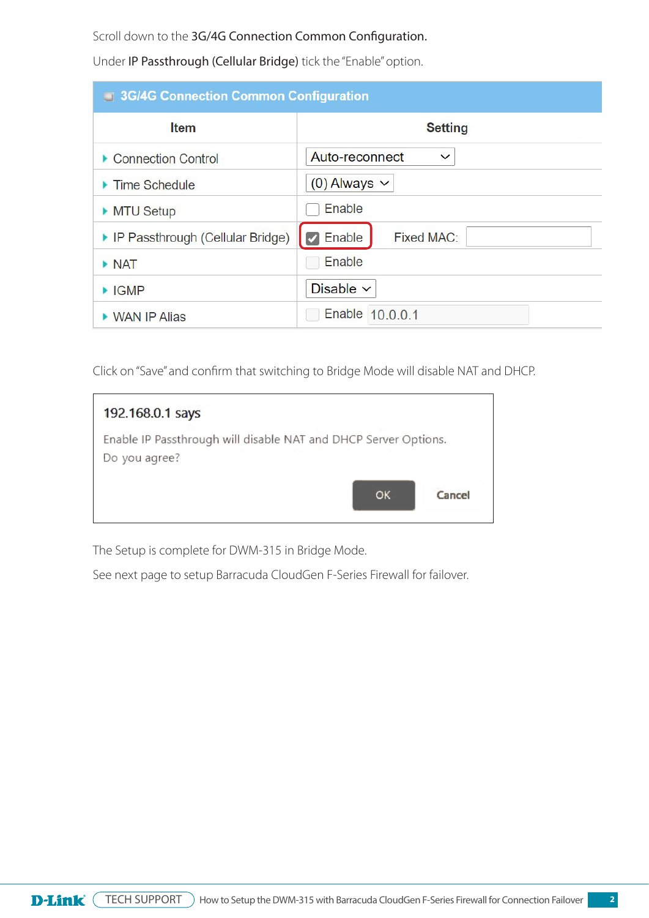Scroll down to the **3G/4G Connection Common Configuration.**

Under **IP Passthrough (Cellular Bridge)** tick the "Enable" option.

| 3G/4G Connection Common Configuration | |
|---|---|
| **Item** | **Setting** |
| Connection Control | Auto-reconnect |
| Time Schedule | (0) Always |
| MTU Setup | ☐ Enable |
| IP Passthrough (Cellular Bridge) | ☑ Enable    Fixed MAC: |
| NAT | ☐ Enable |
| IGMP | Disable |
| WAN IP Alias | ☐ Enable 10.0.0.1 |

Click on "Save" and confirm that switching to Bridge Mode will disable NAT and DHCP.

> **192.168.0.1 says**
>
> Enable IP Passthrough will disable NAT and DHCP Server Options.
> Do you agree?
>
> OK    Cancel

The Setup is complete for DWM-315 in Bridge Mode.

See next page to setup Barracuda CloudGen F-Series Firewall for failover.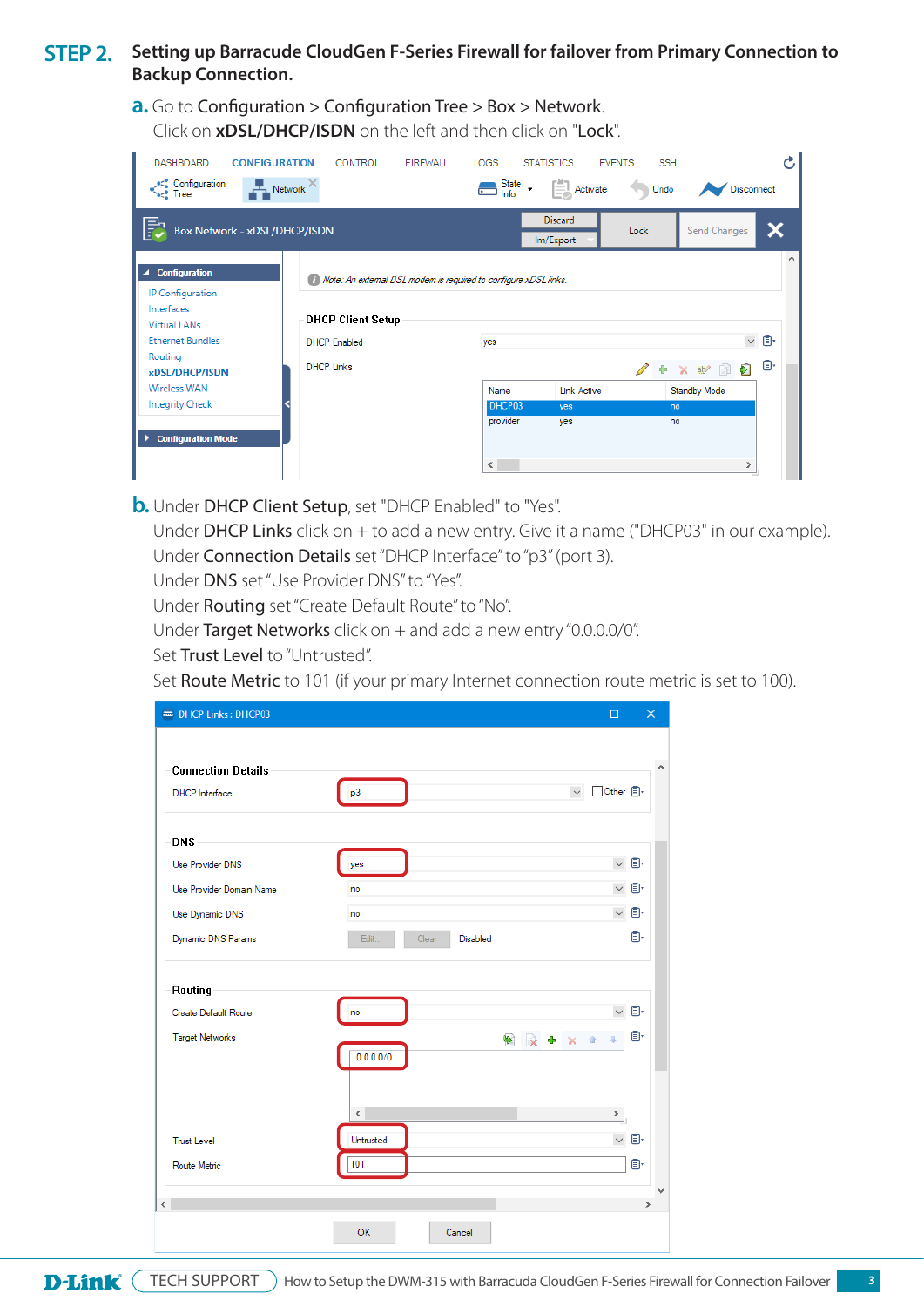## STEP 2. Setting up Barracude CloudGen F-Series Firewall for failover from Primary Connection to Backup Connection.

**a.** Go to Configuration > Configuration Tree > Box > Network.
Click on **xDSL/DHCP/ISDN** on the left and then click on "**Lock**".

**b.** Under **DHCP Client Setup**, set "DHCP Enabled" to "Yes".
Under **DHCP Links** click on + to add a new entry. Give it a name ("DHCP03" in our example).
Under **Connection Details** set "DHCP Interface" to "p3" (port 3).
Under **DNS** set "Use Provider DNS" to "Yes".
Under **Routing** set "Create Default Route" to "No".
Under **Target Networks** click on + and add a new entry "0.0.0.0/0".
Set **Trust Level** to "Untrusted".
Set **Route Metric** to 101 (if your primary Internet connection route metric is set to 100).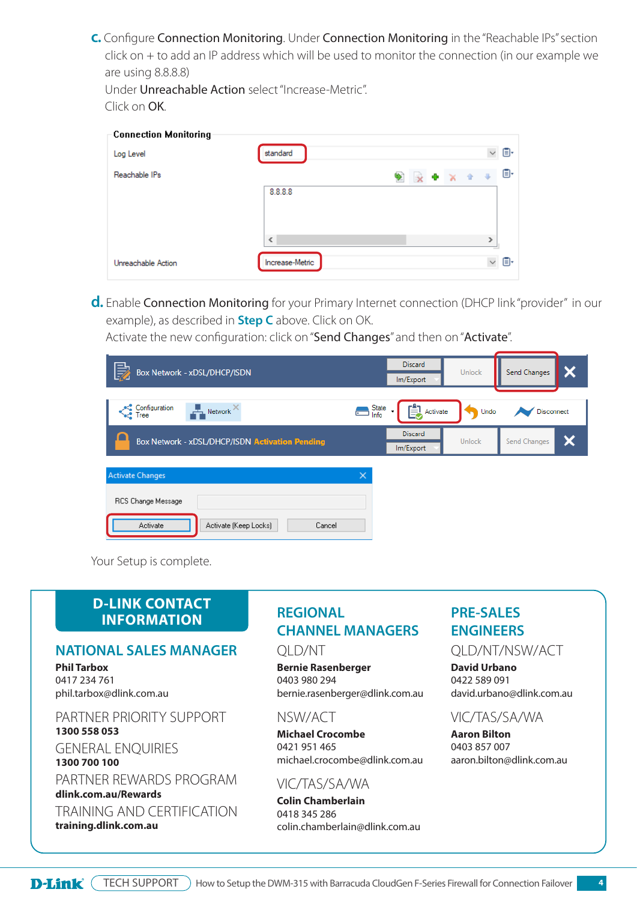**c.** Configure **Connection Monitoring**. Under **Connection Monitoring** in the "Reachable IPs" section click on + to add an IP address which will be used to monitor the connection (in our example we are using 8.8.8.8)
Under **Unreachable Action** select "Increase-Metric".
Click on **OK**.

**Connection Monitoring**

Log Level standard

Reachable IPs 8.8.8.8

Unreachable Action Increase-Metric

**d.** Enable **Connection Monitoring** for your Primary Internet connection (DHCP link "provider" in our example), as described in **Step C** above. Click on OK.
Activate the new configuration: click on "**Send Changes**" and then on "**Activate**".

Box Network - xDSL/DHCP/ISDN Discard Im/Export Unlock Send Changes

Configuration Tree Network State Info Activate Undo Disconnect

Box Network - xDSL/DHCP/ISDN Activation Pending Discard Im/Export Unlock Send Changes

Activate Changes

RCS Change Message

Activate Activate (Keep Locks) Cancel

Your Setup is complete.

## D-LINK CONTACT INFORMATION

### NATIONAL SALES MANAGER

**Phil Tarbox**
0417 234 761
phil.tarbox@dlink.com.au

PARTNER PRIORITY SUPPORT
**1300 558 053**

GENERAL ENQUIRIES
**1300 700 100**

PARTNER REWARDS PROGRAM
**dlink.com.au/Rewards**

TRAINING AND CERTIFICATION
**training.dlink.com.au**

### REGIONAL CHANNEL MANAGERS

QLD/NT
**Bernie Rasenberger**
0403 980 294
bernie.rasenberger@dlink.com.au

NSW/ACT
**Michael Crocombe**
0421 951 465
michael.crocombe@dlink.com.au

VIC/TAS/SA/WA
**Colin Chamberlain**
0418 345 286
colin.chamberlain@dlink.com.au

### PRE-SALES ENGINEERS

QLD/NT/NSW/ACT
**David Urbano**
0422 589 091
david.urbano@dlink.com.au

VIC/TAS/SA/WA
**Aaron Bilton**
0403 857 007
aaron.bilton@dlink.com.au